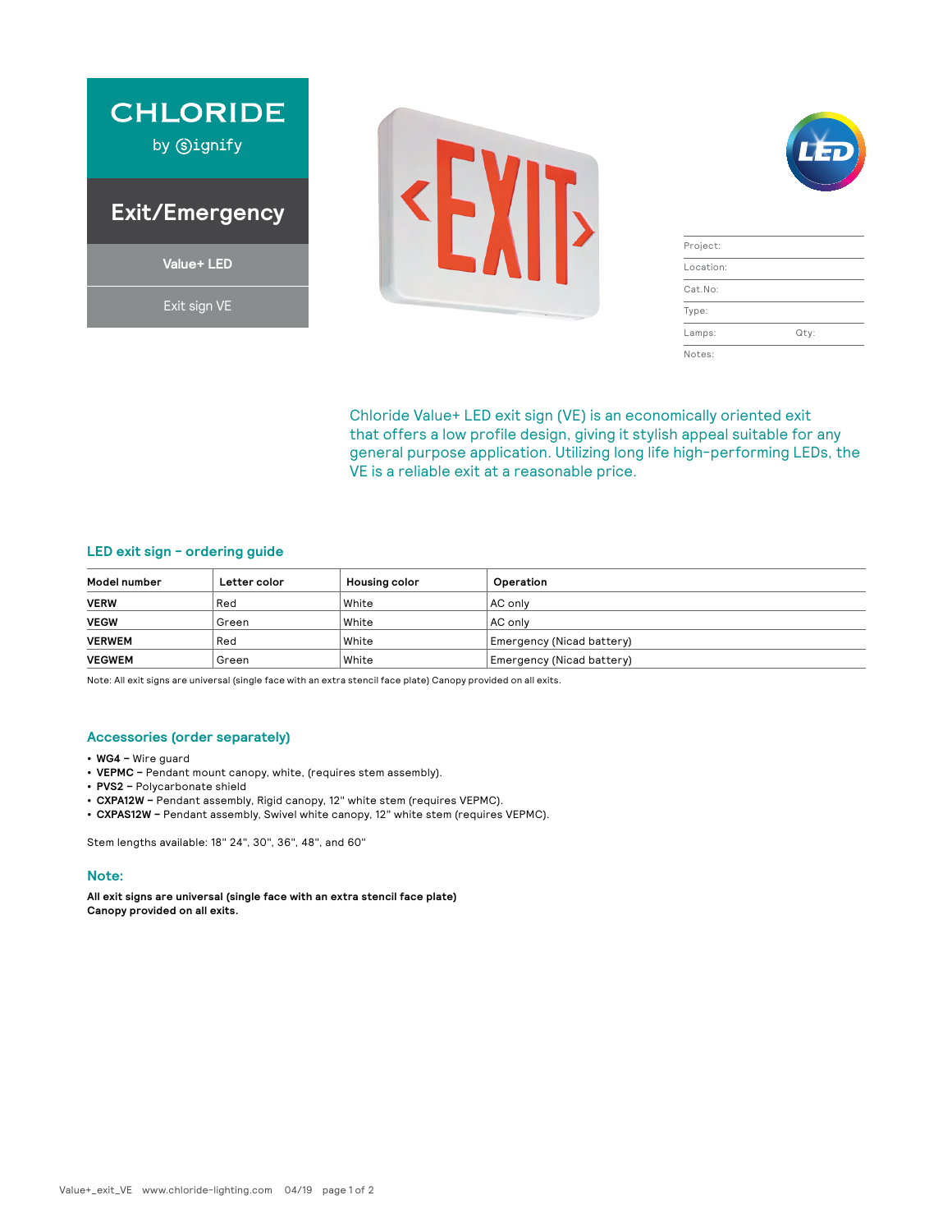# CHLORIDE

by Signify

## Exit/Emergency

Value+ LED

Exit sign VE

| Project: | |
|---|---|
| Location: | |
| Cat.No: | |
| Type: | |
| Lamps: | Qty: |
| Notes: | |

Chloride Value+ LED exit sign (VE) is an economically oriented exit that offers a low profile design, giving it stylish appeal suitable for any general purpose application. Utilizing long life high-performing LEDs, the VE is a reliable exit at a reasonable price.

## LED exit sign – ordering guide

| Model number | Letter color | Housing color | Operation |
|---|---|---|---|
| **VERW** | Red | White | AC only |
| **VEGW** | Green | White | AC only |
| **VERWEM** | Red | White | Emergency (Nicad battery) |
| **VEGWEM** | Green | White | Emergency (Nicad battery) |

Note: All exit signs are universal (single face with an extra stencil face plate) Canopy provided on all exits.

## Accessories (order separately)

- **WG4 –** Wire guard
- **VEPMC –** Pendant mount canopy, white, (requires stem assembly).
- **PVS2 –** Polycarbonate shield
- **CXPA12W –** Pendant assembly, Rigid canopy, 12" white stem (requires VEPMC).
- **CXPAS12W –** Pendant assembly, Swivel white canopy, 12" white stem (requires VEPMC).

Stem lengths available: 18" 24", 30", 36", 48", and 60"

## Note:

**All exit signs are universal (single face with an extra stencil face plate)**
**Canopy provided on all exits.**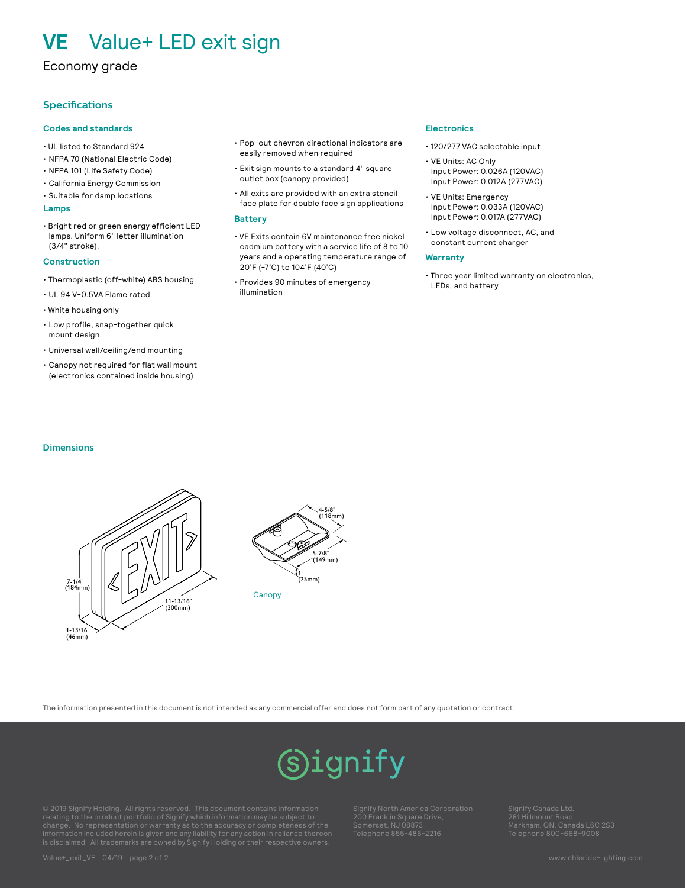# VE Value+ LED exit sign

Economy grade

## Specifications

### Codes and standards

- UL listed to Standard 924
- NFPA 70 (National Electric Code)
- NFPA 101 (Life Safety Code)
- California Energy Commission
- Suitable for damp locations

### Lamps

- Bright red or green energy efficient LED lamps. Uniform 6" letter illumination (3/4" stroke).

### Construction

- Thermoplastic (off-white) ABS housing
- UL 94 V-0.5VA Flame rated
- White housing only
- Low profile, snap-together quick mount design
- Universal wall/ceiling/end mounting
- Canopy not required for flat wall mount (electronics contained inside housing)
- Pop-out chevron directional indicators are easily removed when required
- Exit sign mounts to a standard 4" square outlet box (canopy provided)
- All exits are provided with an extra stencil face plate for double face sign applications

### Battery

- VE Exits contain 6V maintenance free nickel cadmium battery with a service life of 8 to 10 years and a operating temperature range of 20˚F (-7˚C) to 104˚F (40˚C)
- Provides 90 minutes of emergency illumination

### Electronics

- 120/277 VAC selectable input
- VE Units: AC Only
  Input Power: 0.026A (120VAC)
  Input Power: 0.012A (277VAC)
- VE Units: Emergency
  Input Power: 0.033A (120VAC)
  Input Power: 0.017A (277VAC)
- Low voltage disconnect, AC, and constant current charger

### Warranty

- Three year limited warranty on electronics, LEDs, and battery

### Dimensions

7-1/4" (184mm)
11-13/16" (300mm)
1-13/16" (46mm)

4-5/8" (118mm)
5-7/8" (149mm)
1" (25mm)

Canopy

The information presented in this document is not intended as any commercial offer and does not form part of any quotation or contract.

signify

© 2019 Signify Holding. All rights reserved. This document contains information relating to the product portfolio of Signify which information may be subject to change. No representation or warranty as to the accuracy or completeness of the information included herein is given and any liability for any action in reliance thereon is disclaimed. All trademarks are owned by Signify Holding or their respective owners.

Signify North America Corporation
200 Franklin Square Drive,
Somerset, NJ 08873
Telephone 855-486-2216

Signify Canada Ltd.
281 Hillmount Road,
Markham, ON, Canada L6C 2S3
Telephone 800-668-9008

Value+_exit_VE 04/19

www.chloride-lighting.com